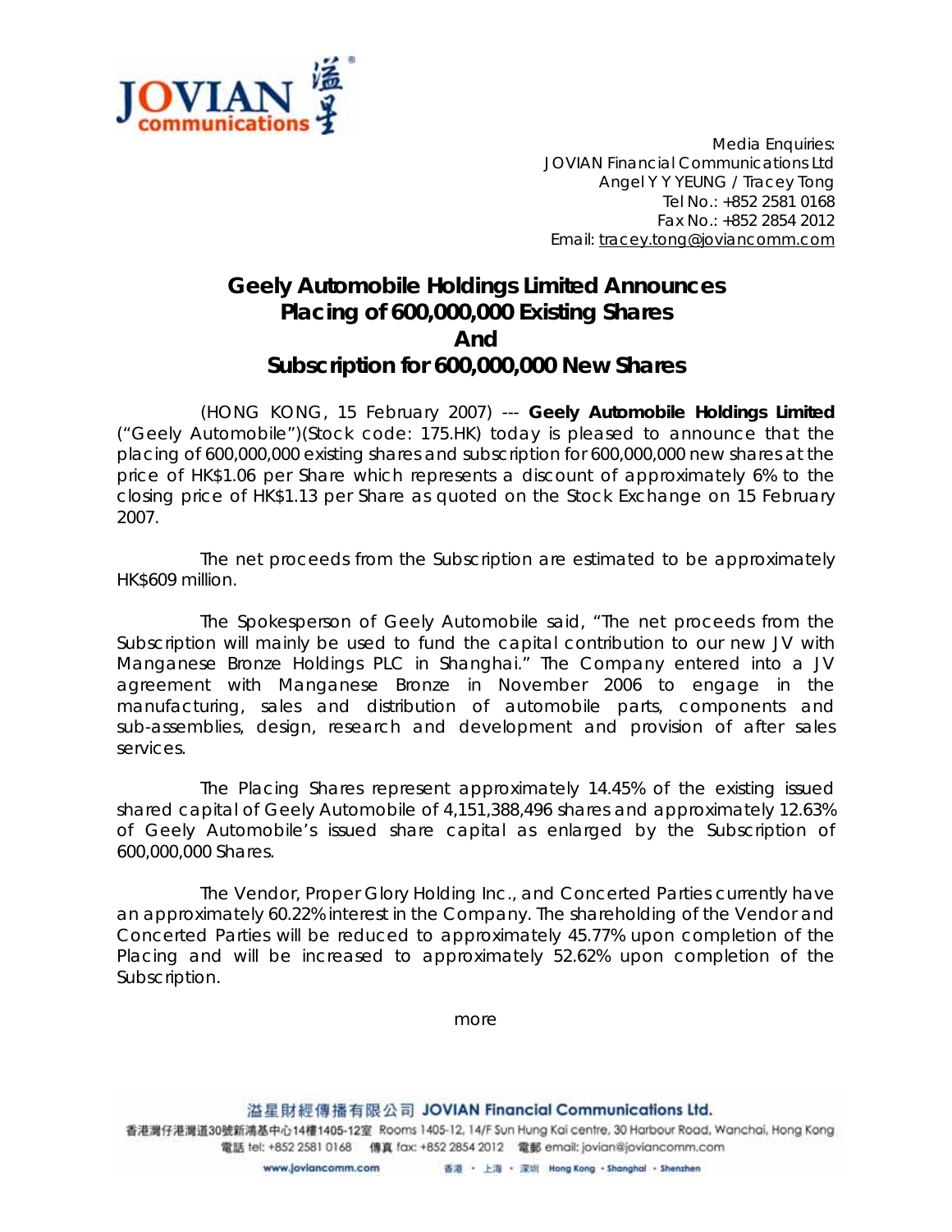Media Enquiries:
JOVIAN Financial Communications Ltd
Angel Y Y YEUNG / Tracey Tong
Tel No.: +852 2581 0168
Fax No.: +852 2854 2012
Email: tracey.tong@joviancomm.com

# Geely Automobile Holdings Limited Announces Placing of 600,000,000 Existing Shares And Subscription for 600,000,000 New Shares

(HONG KONG, 15 February 2007) --- **Geely Automobile Holdings Limited** ("Geely Automobile")(Stock code: 175.HK) today is pleased to announce that the placing of 600,000,000 existing shares and subscription for 600,000,000 new shares at the price of HK$1.06 per Share which represents a discount of approximately 6% to the closing price of HK$1.13 per Share as quoted on the Stock Exchange on 15 February 2007.

The net proceeds from the Subscription are estimated to be approximately HK$609 million.

The Spokesperson of Geely Automobile said, "The net proceeds from the Subscription will mainly be used to fund the capital contribution to our new JV with Manganese Bronze Holdings PLC in Shanghai." The Company entered into a JV agreement with Manganese Bronze in November 2006 to engage in the manufacturing, sales and distribution of automobile parts, components and sub-assemblies, design, research and development and provision of after sales services.

The Placing Shares represent approximately 14.45% of the existing issued shared capital of Geely Automobile of 4,151,388,496 shares and approximately 12.63% of Geely Automobile's issued share capital as enlarged by the Subscription of 600,000,000 Shares.

The Vendor, Proper Glory Holding Inc., and Concerted Parties currently have an approximately 60.22% interest in the Company. The shareholding of the Vendor and Concerted Parties will be reduced to approximately 45.77% upon completion of the Placing and will be increased to approximately 52.62% upon completion of the Subscription.

more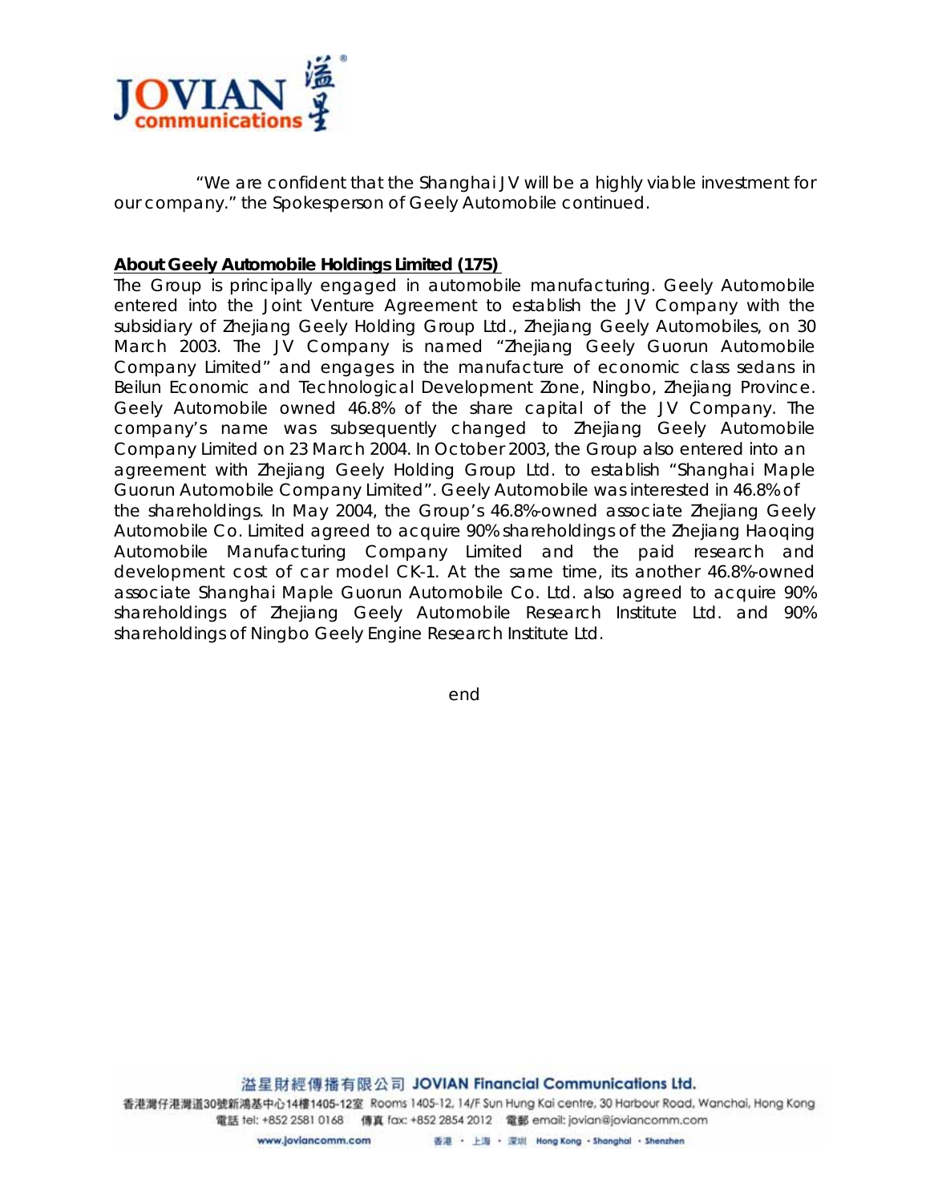"We are confident that the Shanghai JV will be a highly viable investment for our company." the Spokesperson of Geely Automobile continued.

**About Geely Automobile Holdings Limited (175)**

The Group is principally engaged in automobile manufacturing. Geely Automobile entered into the Joint Venture Agreement to establish the JV Company with the subsidiary of Zhejiang Geely Holding Group Ltd., Zhejiang Geely Automobiles, on 30 March 2003. The JV Company is named "Zhejiang Geely Guorun Automobile Company Limited" and engages in the manufacture of economic class sedans in Beilun Economic and Technological Development Zone, Ningbo, Zhejiang Province. Geely Automobile owned 46.8% of the share capital of the JV Company. The company's name was subsequently changed to Zhejiang Geely Automobile Company Limited on 23 March 2004. In October 2003, the Group also entered into an agreement with Zhejiang Geely Holding Group Ltd. to establish "Shanghai Maple Guorun Automobile Company Limited". Geely Automobile was interested in 46.8% of the shareholdings. In May 2004, the Group's 46.8%-owned associate Zhejiang Geely Automobile Co. Limited agreed to acquire 90% shareholdings of the Zhejiang Haoqing Automobile Manufacturing Company Limited and the paid research and development cost of car model CK-1. At the same time, its another 46.8%-owned associate Shanghai Maple Guorun Automobile Co. Ltd. also agreed to acquire 90% shareholdings of Zhejiang Geely Automobile Research Institute Ltd. and 90% shareholdings of Ningbo Geely Engine Research Institute Ltd.

end